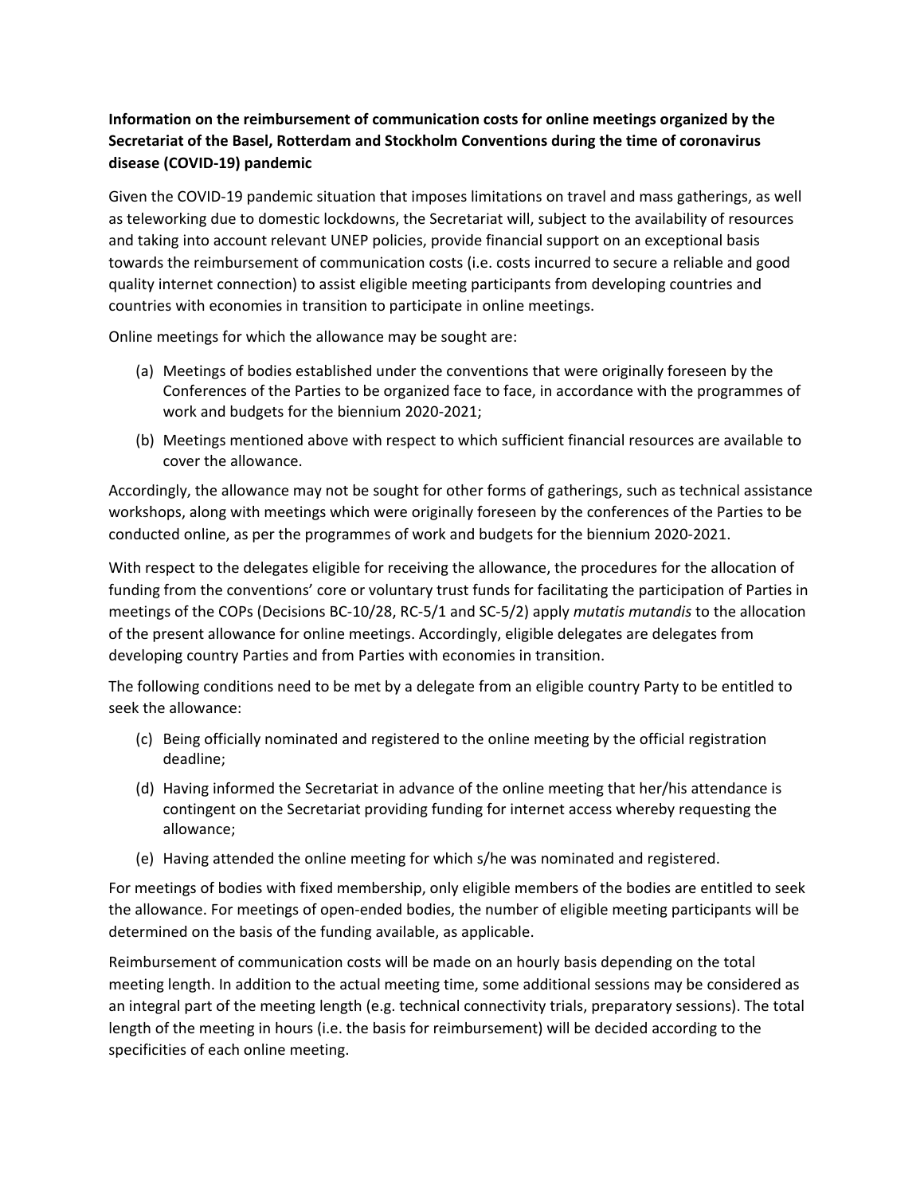**Information on the reimbursement of communication costs for online meetings organized by the Secretariat of the Basel, Rotterdam and Stockholm Conventions during the time of coronavirus disease (COVID-19) pandemic**

Given the COVID-19 pandemic situation that imposes limitations on travel and mass gatherings, as well as teleworking due to domestic lockdowns, the Secretariat will, subject to the availability of resources and taking into account relevant UNEP policies, provide financial support on an exceptional basis towards the reimbursement of communication costs (i.e. costs incurred to secure a reliable and good quality internet connection) to assist eligible meeting participants from developing countries and countries with economies in transition to participate in online meetings.

Online meetings for which the allowance may be sought are:

(a) Meetings of bodies established under the conventions that were originally foreseen by the Conferences of the Parties to be organized face to face, in accordance with the programmes of work and budgets for the biennium 2020-2021;

(b) Meetings mentioned above with respect to which sufficient financial resources are available to cover the allowance.

Accordingly, the allowance may not be sought for other forms of gatherings, such as technical assistance workshops, along with meetings which were originally foreseen by the conferences of the Parties to be conducted online, as per the programmes of work and budgets for the biennium 2020-2021.

With respect to the delegates eligible for receiving the allowance, the procedures for the allocation of funding from the conventions' core or voluntary trust funds for facilitating the participation of Parties in meetings of the COPs (Decisions BC-10/28, RC-5/1 and SC-5/2) apply *mutatis mutandis* to the allocation of the present allowance for online meetings. Accordingly, eligible delegates are delegates from developing country Parties and from Parties with economies in transition.

The following conditions need to be met by a delegate from an eligible country Party to be entitled to seek the allowance:

(c) Being officially nominated and registered to the online meeting by the official registration deadline;

(d) Having informed the Secretariat in advance of the online meeting that her/his attendance is contingent on the Secretariat providing funding for internet access whereby requesting the allowance;

(e) Having attended the online meeting for which s/he was nominated and registered.

For meetings of bodies with fixed membership, only eligible members of the bodies are entitled to seek the allowance. For meetings of open-ended bodies, the number of eligible meeting participants will be determined on the basis of the funding available, as applicable.

Reimbursement of communication costs will be made on an hourly basis depending on the total meeting length. In addition to the actual meeting time, some additional sessions may be considered as an integral part of the meeting length (e.g. technical connectivity trials, preparatory sessions). The total length of the meeting in hours (i.e. the basis for reimbursement) will be decided according to the specificities of each online meeting.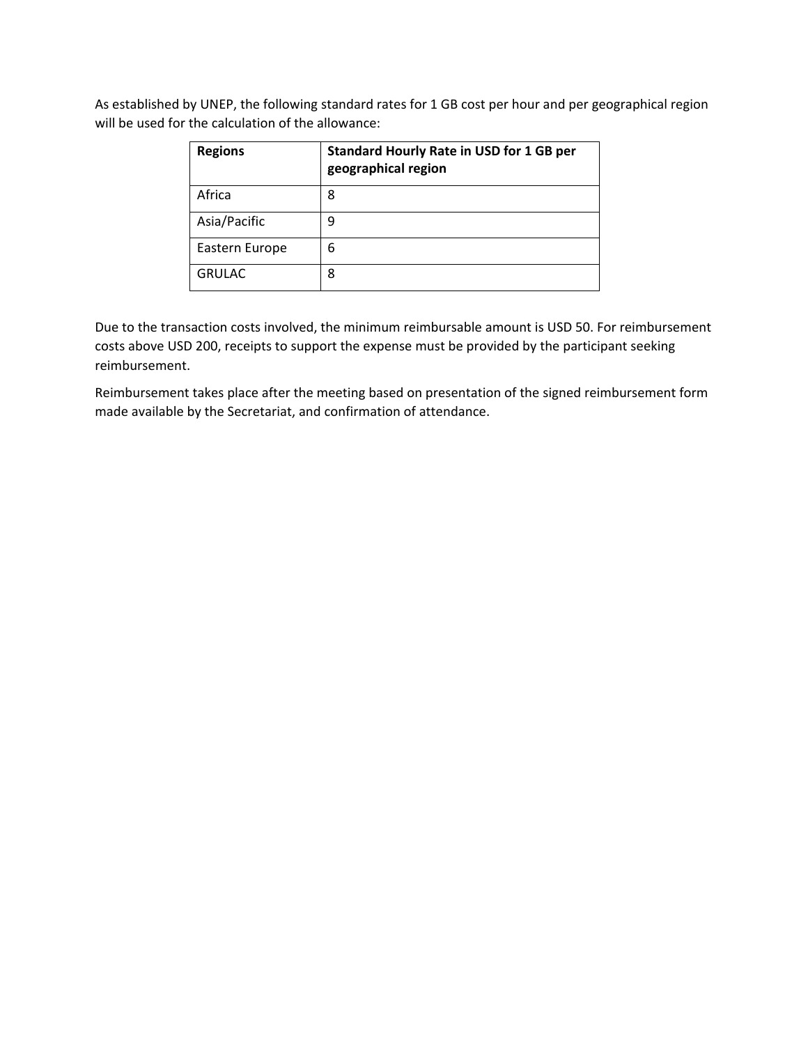As established by UNEP, the following standard rates for 1 GB cost per hour and per geographical region will be used for the calculation of the allowance:

| **Regions** | **Standard Hourly Rate in USD for 1 GB per geographical region** |
|---|---|
| Africa | 8 |
| Asia/Pacific | 9 |
| Eastern Europe | 6 |
| GRULAC | 8 |

Due to the transaction costs involved, the minimum reimbursable amount is USD 50. For reimbursement costs above USD 200, receipts to support the expense must be provided by the participant seeking reimbursement.

Reimbursement takes place after the meeting based on presentation of the signed reimbursement form made available by the Secretariat, and confirmation of attendance.